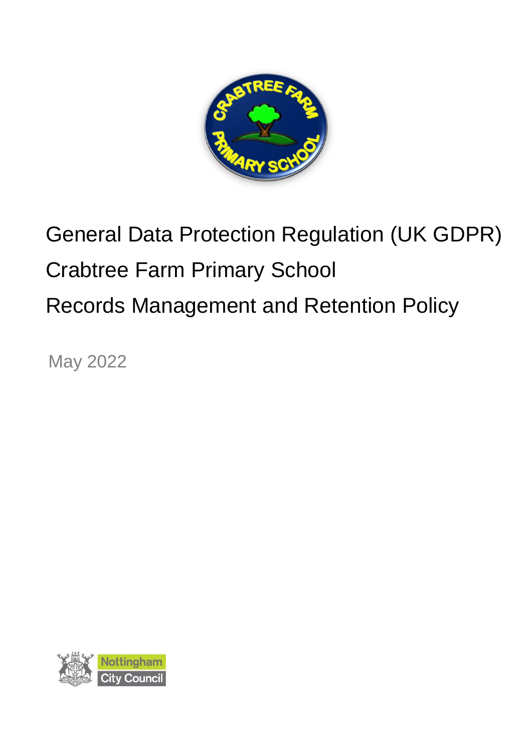# General Data Protection Regulation (UK GDPR)

# Crabtree Farm Primary School

# Records Management and Retention Policy

May 2022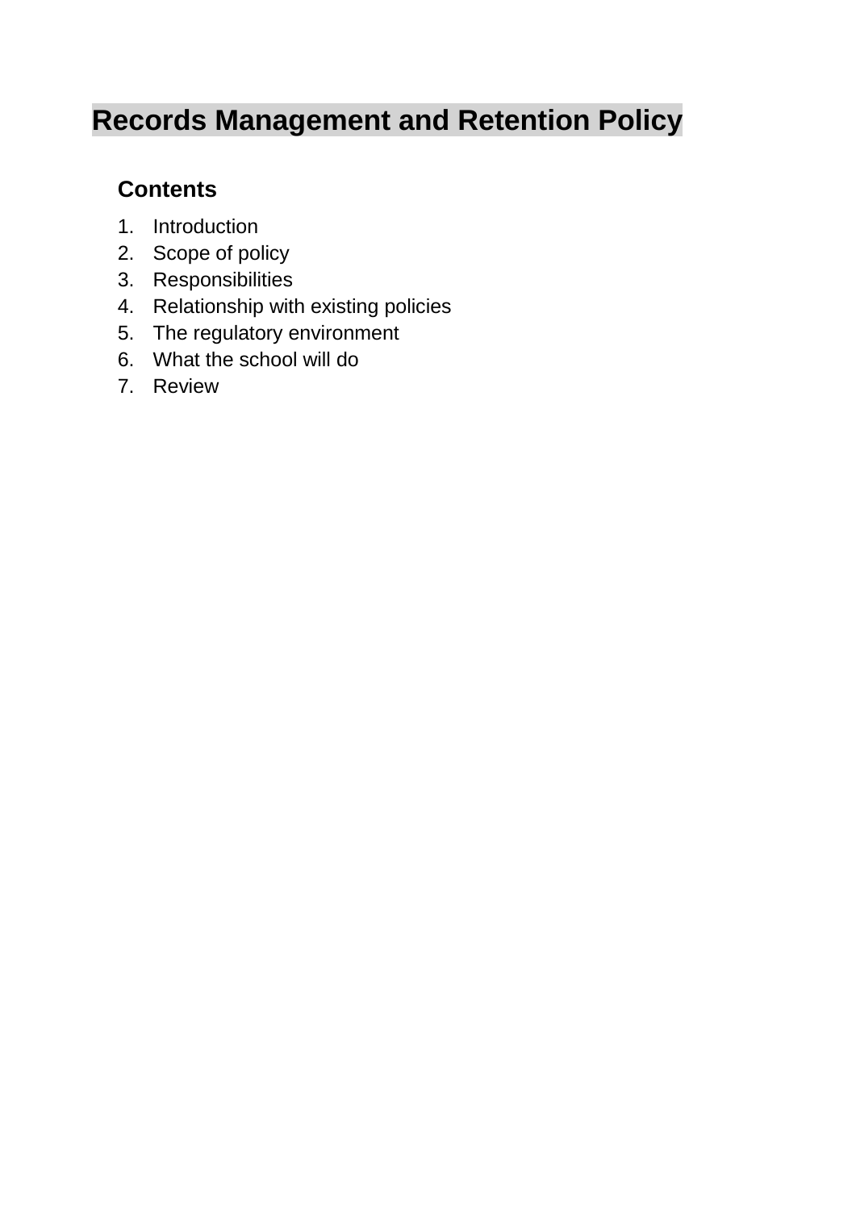# Records Management and Retention Policy

## Contents

1. Introduction
2. Scope of policy
3. Responsibilities
4. Relationship with existing policies
5. The regulatory environment
6. What the school will do
7. Review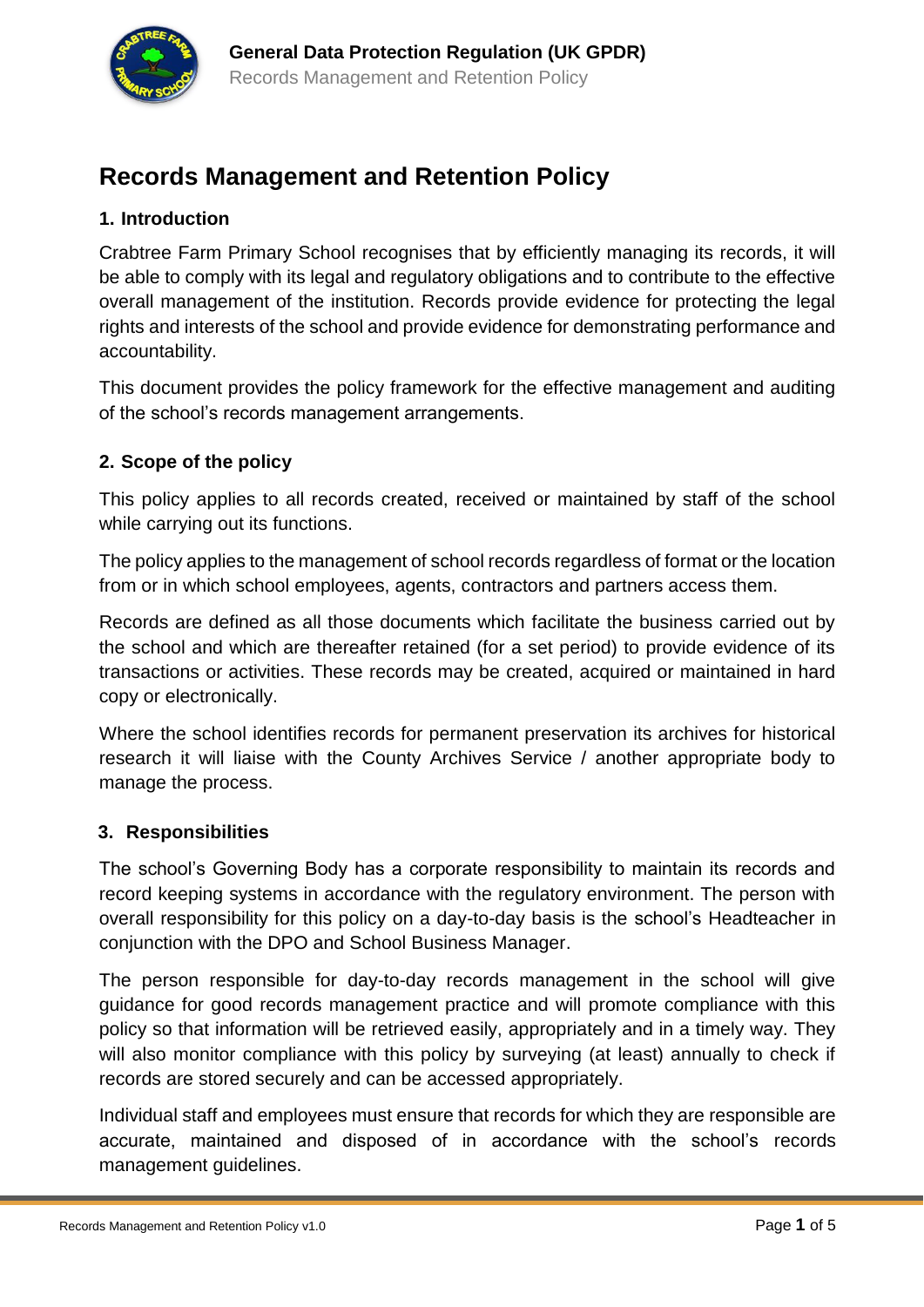# Records Management and Retention Policy

## 1. Introduction

Crabtree Farm Primary School recognises that by efficiently managing its records, it will be able to comply with its legal and regulatory obligations and to contribute to the effective overall management of the institution. Records provide evidence for protecting the legal rights and interests of the school and provide evidence for demonstrating performance and accountability.

This document provides the policy framework for the effective management and auditing of the school's records management arrangements.

## 2. Scope of the policy

This policy applies to all records created, received or maintained by staff of the school while carrying out its functions.

The policy applies to the management of school records regardless of format or the location from or in which school employees, agents, contractors and partners access them.

Records are defined as all those documents which facilitate the business carried out by the school and which are thereafter retained (for a set period) to provide evidence of its transactions or activities. These records may be created, acquired or maintained in hard copy or electronically.

Where the school identifies records for permanent preservation its archives for historical research it will liaise with the County Archives Service / another appropriate body to manage the process.

## 3. Responsibilities

The school's Governing Body has a corporate responsibility to maintain its records and record keeping systems in accordance with the regulatory environment. The person with overall responsibility for this policy on a day-to-day basis is the school's Headteacher in conjunction with the DPO and School Business Manager.

The person responsible for day-to-day records management in the school will give guidance for good records management practice and will promote compliance with this policy so that information will be retrieved easily, appropriately and in a timely way. They will also monitor compliance with this policy by surveying (at least) annually to check if records are stored securely and can be accessed appropriately.

Individual staff and employees must ensure that records for which they are responsible are accurate, maintained and disposed of in accordance with the school's records management guidelines.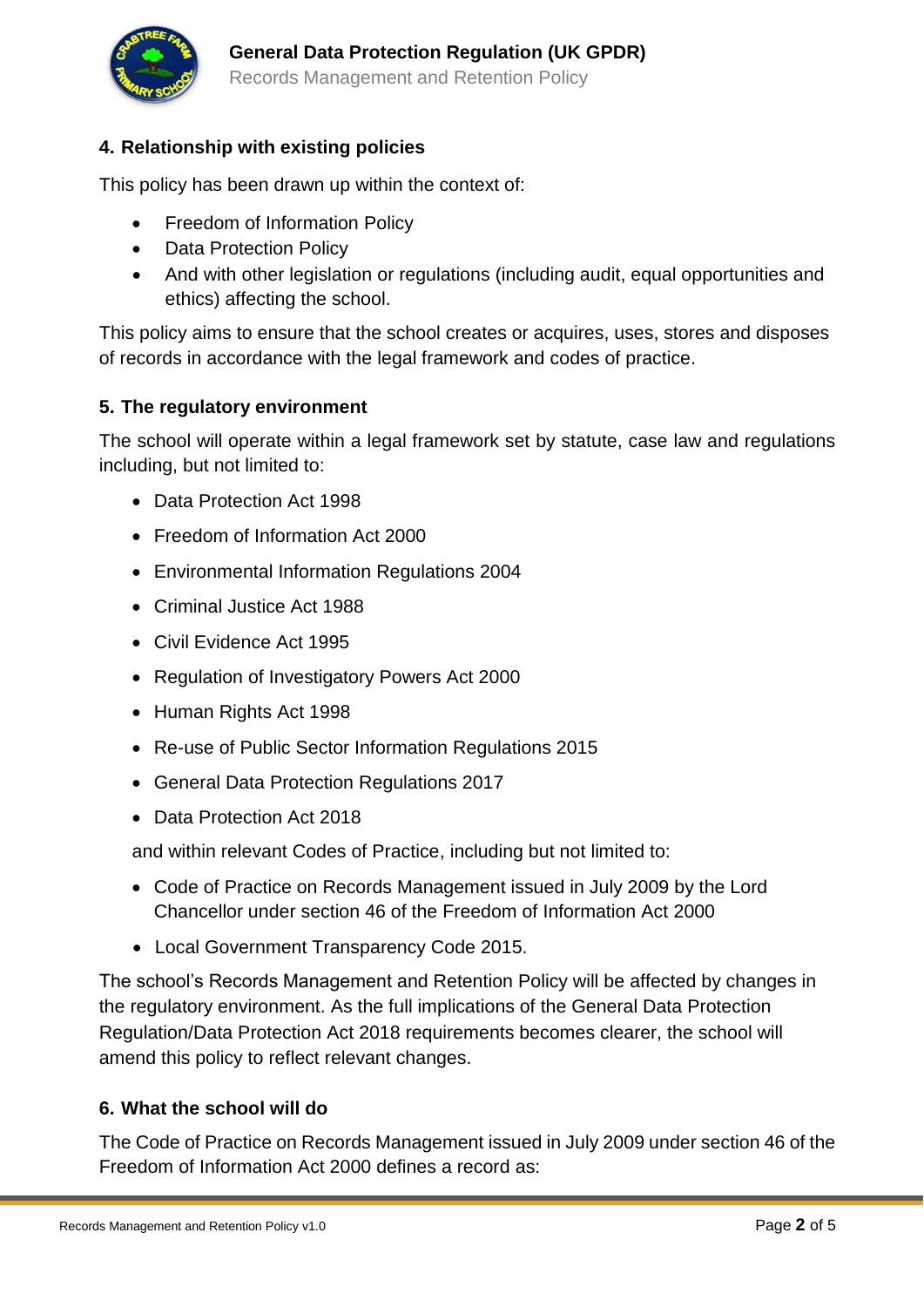## 4. Relationship with existing policies

This policy has been drawn up within the context of:

- Freedom of Information Policy
- Data Protection Policy
- And with other legislation or regulations (including audit, equal opportunities and ethics) affecting the school.

This policy aims to ensure that the school creates or acquires, uses, stores and disposes of records in accordance with the legal framework and codes of practice.

## 5. The regulatory environment

The school will operate within a legal framework set by statute, case law and regulations including, but not limited to:

- Data Protection Act 1998
- Freedom of Information Act 2000
- Environmental Information Regulations 2004
- Criminal Justice Act 1988
- Civil Evidence Act 1995
- Regulation of Investigatory Powers Act 2000
- Human Rights Act 1998
- Re-use of Public Sector Information Regulations 2015
- General Data Protection Regulations 2017
- Data Protection Act 2018

and within relevant Codes of Practice, including but not limited to:

- Code of Practice on Records Management issued in July 2009 by the Lord Chancellor under section 46 of the Freedom of Information Act 2000
- Local Government Transparency Code 2015.

The school's Records Management and Retention Policy will be affected by changes in the regulatory environment. As the full implications of the General Data Protection Regulation/Data Protection Act 2018 requirements becomes clearer, the school will amend this policy to reflect relevant changes.

## 6. What the school will do

The Code of Practice on Records Management issued in July 2009 under section 46 of the Freedom of Information Act 2000 defines a record as: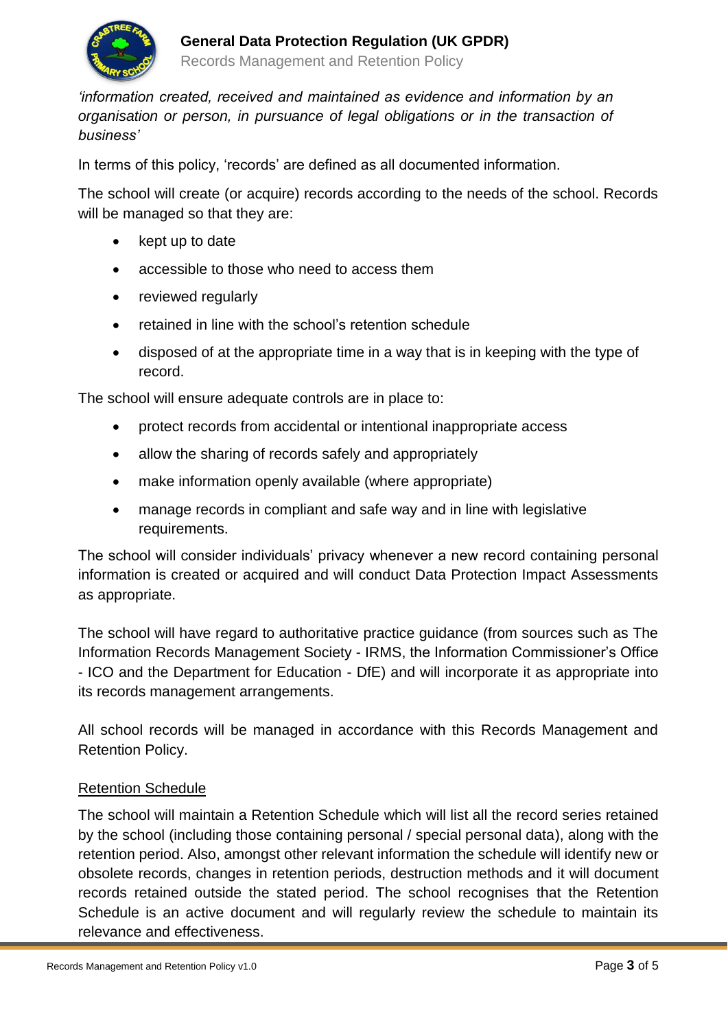*'information created, received and maintained as evidence and information by an organisation or person, in pursuance of legal obligations or in the transaction of business'*

In terms of this policy, 'records' are defined as all documented information.

The school will create (or acquire) records according to the needs of the school. Records will be managed so that they are:

- kept up to date
- accessible to those who need to access them
- reviewed regularly
- retained in line with the school's retention schedule
- disposed of at the appropriate time in a way that is in keeping with the type of record.

The school will ensure adequate controls are in place to:

- protect records from accidental or intentional inappropriate access
- allow the sharing of records safely and appropriately
- make information openly available (where appropriate)
- manage records in compliant and safe way and in line with legislative requirements.

The school will consider individuals' privacy whenever a new record containing personal information is created or acquired and will conduct Data Protection Impact Assessments as appropriate.

The school will have regard to authoritative practice guidance (from sources such as The Information Records Management Society - IRMS, the Information Commissioner's Office - ICO and the Department for Education - DfE) and will incorporate it as appropriate into its records management arrangements.

All school records will be managed in accordance with this Records Management and Retention Policy.

## Retention Schedule

The school will maintain a Retention Schedule which will list all the record series retained by the school (including those containing personal / special personal data), along with the retention period. Also, amongst other relevant information the schedule will identify new or obsolete records, changes in retention periods, destruction methods and it will document records retained outside the stated period. The school recognises that the Retention Schedule is an active document and will regularly review the schedule to maintain its relevance and effectiveness.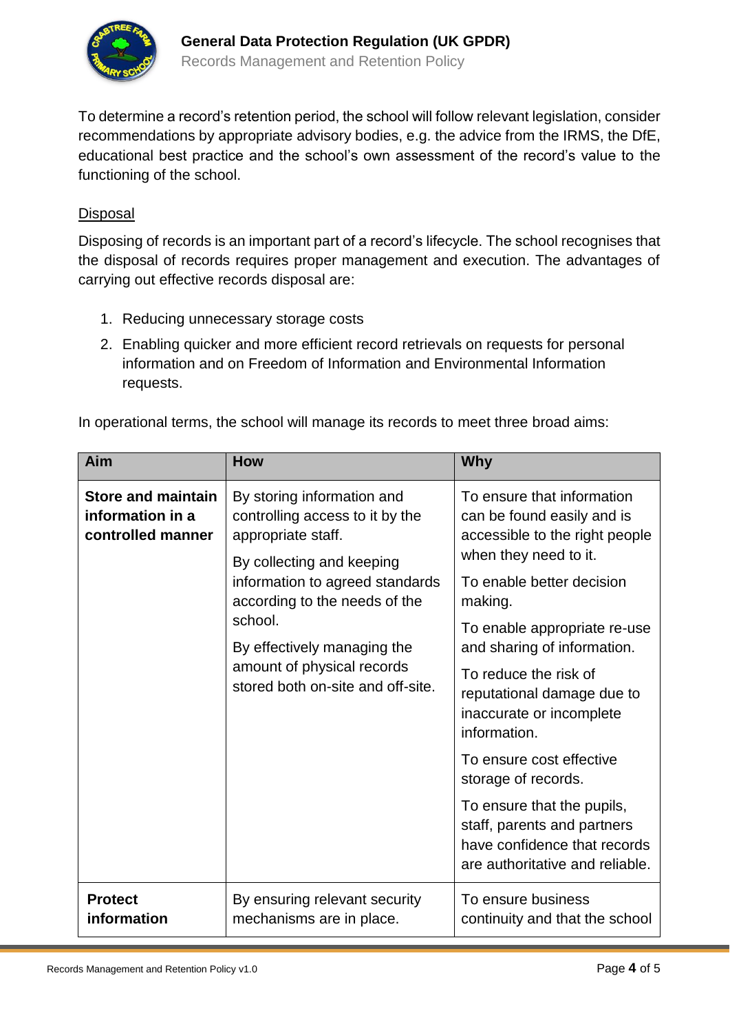To determine a record's retention period, the school will follow relevant legislation, consider recommendations by appropriate advisory bodies, e.g. the advice from the IRMS, the DfE, educational best practice and the school's own assessment of the record's value to the functioning of the school.

Disposal

Disposing of records is an important part of a record's lifecycle. The school recognises that the disposal of records requires proper management and execution. The advantages of carrying out effective records disposal are:

1. Reducing unnecessary storage costs
2. Enabling quicker and more efficient record retrievals on requests for personal information and on Freedom of Information and Environmental Information requests.

In operational terms, the school will manage its records to meet three broad aims:

| Aim | How | Why |
|---|---|---|
| **Store and maintain information in a controlled manner** | By storing information and controlling access to it by the appropriate staff.<br>By collecting and keeping information to agreed standards according to the needs of the school.<br>By effectively managing the amount of physical records stored both on-site and off-site. | To ensure that information can be found easily and is accessible to the right people when they need to it.<br>To enable better decision making.<br>To enable appropriate re-use and sharing of information.<br>To reduce the risk of reputational damage due to inaccurate or incomplete information.<br>To ensure cost effective storage of records.<br>To ensure that the pupils, staff, parents and partners have confidence that records are authoritative and reliable. |
| **Protect information** | By ensuring relevant security mechanisms are in place. | To ensure business continuity and that the school |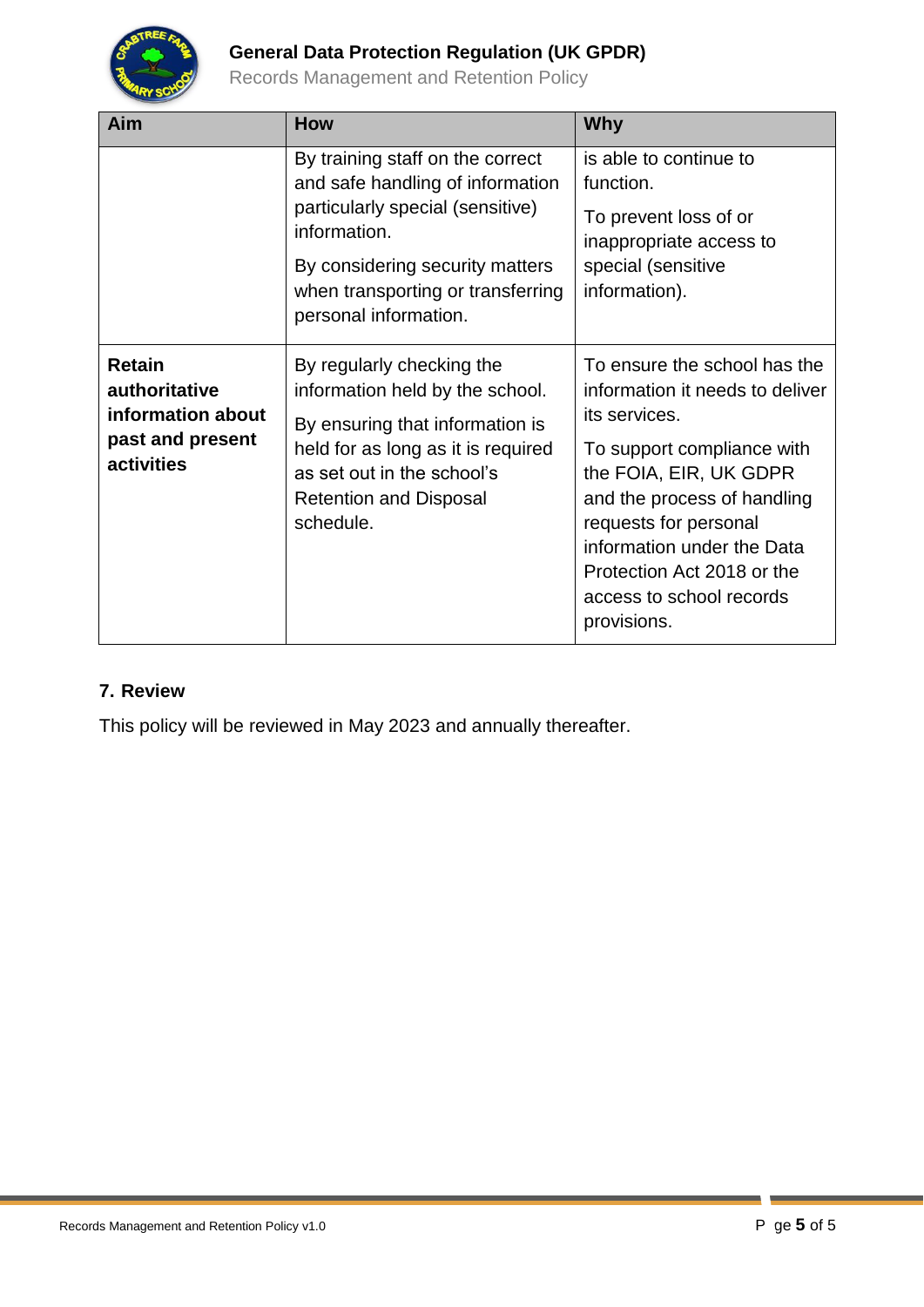| Aim | How | Why |
|---|---|---|
| | By training staff on the correct and safe handling of information particularly special (sensitive) information.<br><br>By considering security matters when transporting or transferring personal information. | is able to continue to function.<br><br>To prevent loss of or inappropriate access to special (sensitive information). |
| **Retain authoritative information about past and present activities** | By regularly checking the information held by the school.<br><br>By ensuring that information is held for as long as it is required as set out in the school's Retention and Disposal schedule. | To ensure the school has the information it needs to deliver its services.<br><br>To support compliance with the FOIA, EIR, UK GDPR and the process of handling requests for personal information under the Data Protection Act 2018 or the access to school records provisions. |

## 7. Review

This policy will be reviewed in May 2023 and annually thereafter.